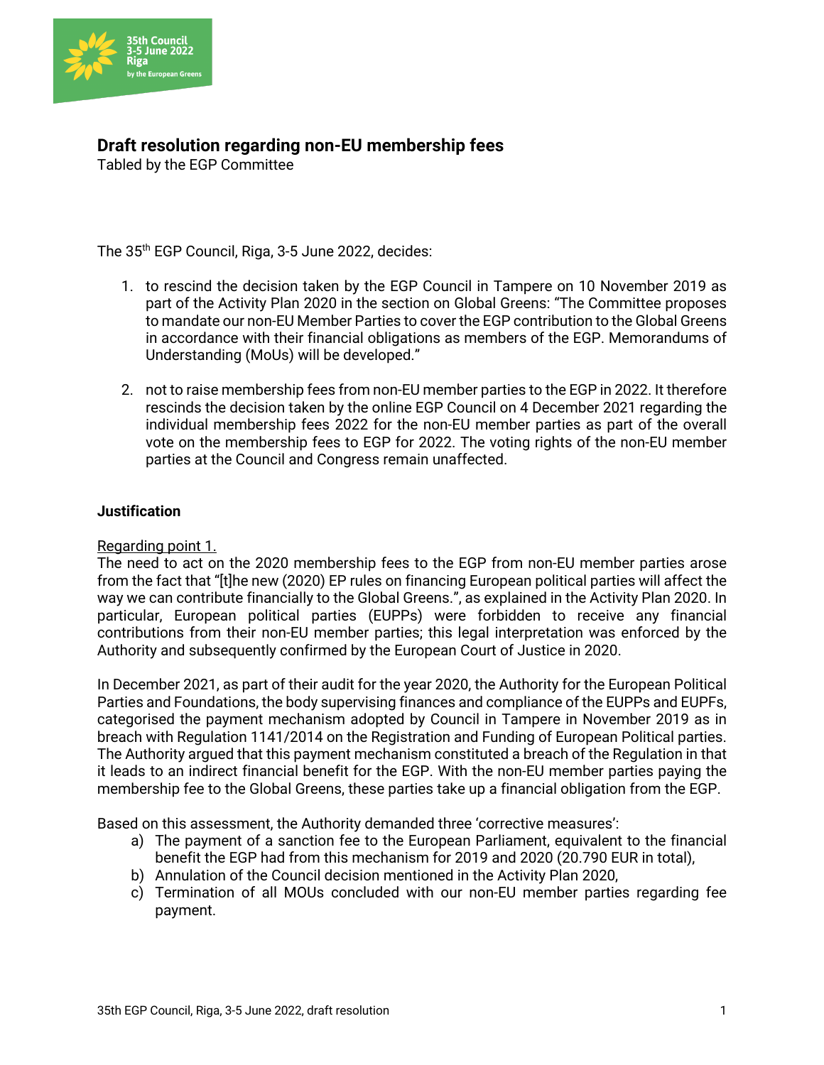# Draft resolution regarding non-EU membership fees

Tabled by the EGP Committee

The 35th EGP Council, Riga, 3-5 June 2022, decides:

1. to rescind the decision taken by the EGP Council in Tampere on 10 November 2019 as part of the Activity Plan 2020 in the section on Global Greens: "The Committee proposes to mandate our non-EU Member Parties to cover the EGP contribution to the Global Greens in accordance with their financial obligations as members of the EGP. Memorandums of Understanding (MoUs) will be developed."

2. not to raise membership fees from non-EU member parties to the EGP in 2022. It therefore rescinds the decision taken by the online EGP Council on 4 December 2021 regarding the individual membership fees 2022 for the non-EU member parties as part of the overall vote on the membership fees to EGP for 2022. The voting rights of the non-EU member parties at the Council and Congress remain unaffected.

**Justification**

Regarding point 1.

The need to act on the 2020 membership fees to the EGP from non-EU member parties arose from the fact that "[t]he new (2020) EP rules on financing European political parties will affect the way we can contribute financially to the Global Greens.", as explained in the Activity Plan 2020. In particular, European political parties (EUPPs) were forbidden to receive any financial contributions from their non-EU member parties; this legal interpretation was enforced by the Authority and subsequently confirmed by the European Court of Justice in 2020.

In December 2021, as part of their audit for the year 2020, the Authority for the European Political Parties and Foundations, the body supervising finances and compliance of the EUPPs and EUPFs, categorised the payment mechanism adopted by Council in Tampere in November 2019 as in breach with Regulation 1141/2014 on the Registration and Funding of European Political parties. The Authority argued that this payment mechanism constituted a breach of the Regulation in that it leads to an indirect financial benefit for the EGP. With the non-EU member parties paying the membership fee to the Global Greens, these parties take up a financial obligation from the EGP.

Based on this assessment, the Authority demanded three 'corrective measures':

a) The payment of a sanction fee to the European Parliament, equivalent to the financial benefit the EGP had from this mechanism for 2019 and 2020 (20.790 EUR in total),
b) Annulation of the Council decision mentioned in the Activity Plan 2020,
c) Termination of all MOUs concluded with our non-EU member parties regarding fee payment.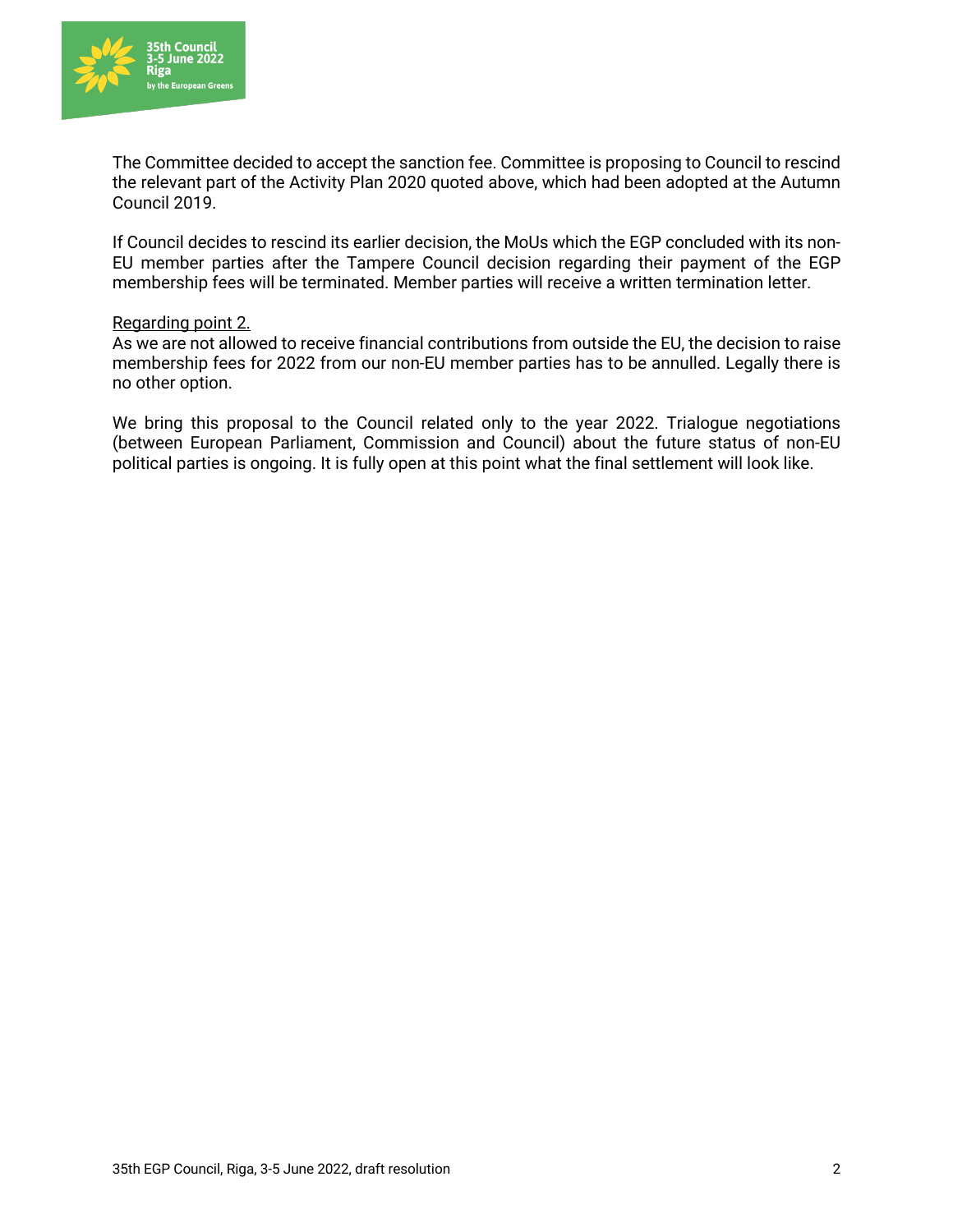The Committee decided to accept the sanction fee. Committee is proposing to Council to rescind the relevant part of the Activity Plan 2020 quoted above, which had been adopted at the Autumn Council 2019.

If Council decides to rescind its earlier decision, the MoUs which the EGP concluded with its non-EU member parties after the Tampere Council decision regarding their payment of the EGP membership fees will be terminated. Member parties will receive a written termination letter.

<u>Regarding point 2.</u>
As we are not allowed to receive financial contributions from outside the EU, the decision to raise membership fees for 2022 from our non-EU member parties has to be annulled. Legally there is no other option.

We bring this proposal to the Council related only to the year 2022. Trialogue negotiations (between European Parliament, Commission and Council) about the future status of non-EU political parties is ongoing. It is fully open at this point what the final settlement will look like.